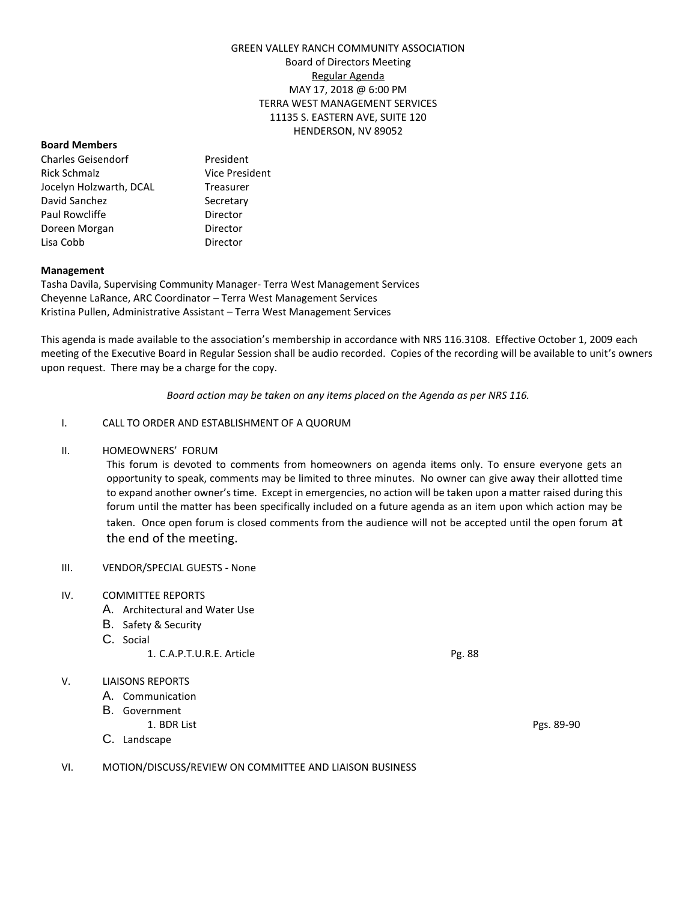GREEN VALLEY RANCH COMMUNITY ASSOCIATION
Board of Directors Meeting
Regular Agenda
MAY 17, 2018 @ 6:00 PM
TERRA WEST MANAGEMENT SERVICES
11135 S. EASTERN AVE, SUITE 120
HENDERSON, NV 89052

**Board Members**

| | |
|---|---|
| Charles Geisendorf | President |
| Rick Schmalz | Vice President |
| Jocelyn Holzwarth, DCAL | Treasurer |
| David Sanchez | Secretary |
| Paul Rowcliffe | Director |
| Doreen Morgan | Director |
| Lisa Cobb | Director |

**Management**

Tasha Davila, Supervising Community Manager- Terra West Management Services
Cheyenne LaRance, ARC Coordinator – Terra West Management Services
Kristina Pullen, Administrative Assistant – Terra West Management Services

This agenda is made available to the association's membership in accordance with NRS 116.3108. Effective October 1, 2009 each meeting of the Executive Board in Regular Session shall be audio recorded. Copies of the recording will be available to unit's owners upon request. There may be a charge for the copy.

*Board action may be taken on any items placed on the Agenda as per NRS 116.*

I. CALL TO ORDER AND ESTABLISHMENT OF A QUORUM

II. HOMEOWNERS' FORUM

This forum is devoted to comments from homeowners on agenda items only. To ensure everyone gets an opportunity to speak, comments may be limited to three minutes. No owner can give away their allotted time to expand another owner's time. Except in emergencies, no action will be taken upon a matter raised during this forum until the matter has been specifically included on a future agenda as an item upon which action may be taken. Once open forum is closed comments from the audience will not be accepted until the open forum at the end of the meeting.

III. VENDOR/SPECIAL GUESTS - None

IV. COMMITTEE REPORTS

A. Architectural and Water Use
B. Safety & Security
C. Social
   1. C.A.P.T.U.R.E. Article — Pg. 88

V. LIAISONS REPORTS

A. Communication
B. Government
   1. BDR List — Pgs. 89-90
C. Landscape

VI. MOTION/DISCUSS/REVIEW ON COMMITTEE AND LIAISON BUSINESS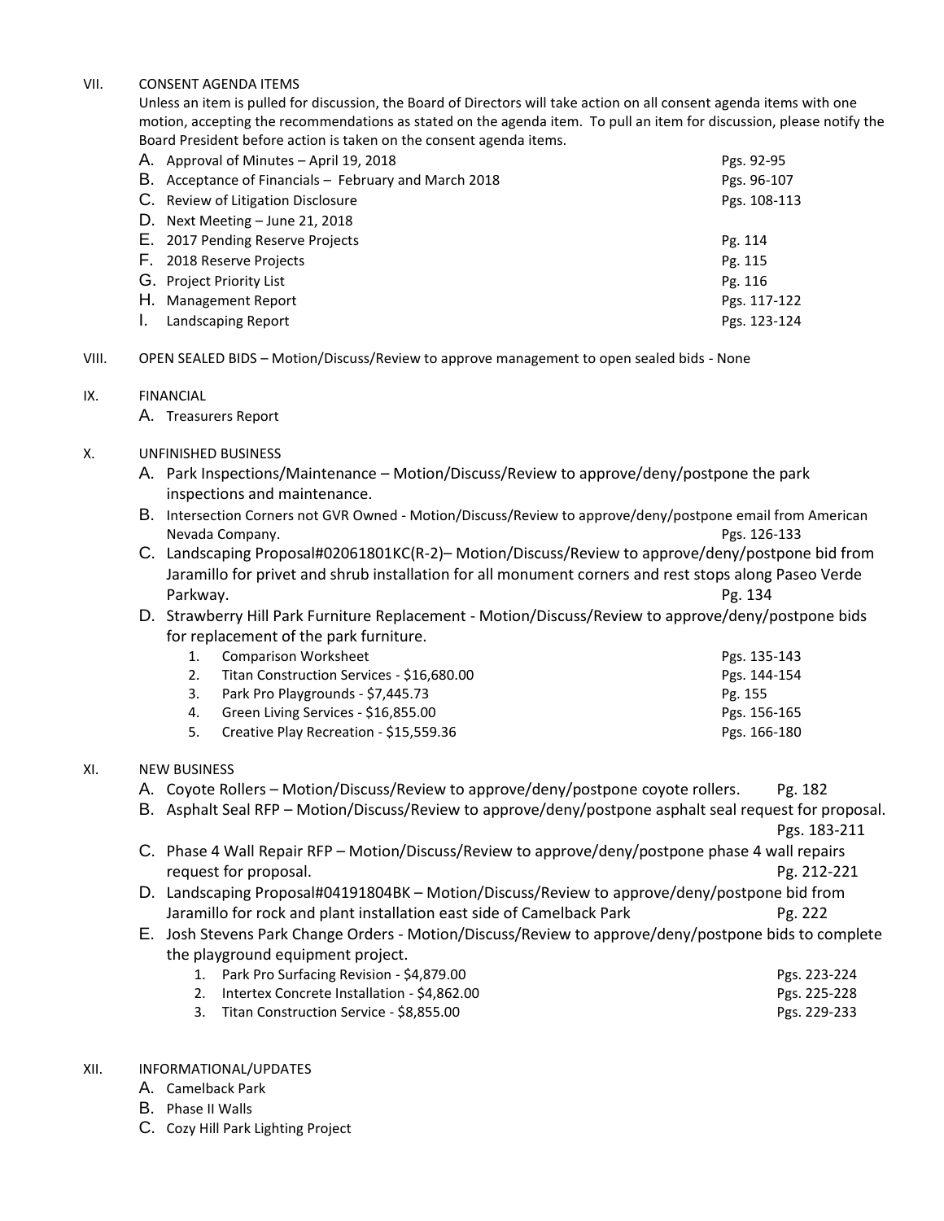VII. CONSENT AGENDA ITEMS

Unless an item is pulled for discussion, the Board of Directors will take action on all consent agenda items with one motion, accepting the recommendations as stated on the agenda item. To pull an item for discussion, please notify the Board President before action is taken on the consent agenda items.

A. Approval of Minutes – April 19, 2018 — Pgs. 92-95
B. Acceptance of Financials – February and March 2018 — Pgs. 96-107
C. Review of Litigation Disclosure — Pgs. 108-113
D. Next Meeting – June 21, 2018
E. 2017 Pending Reserve Projects — Pg. 114
F. 2018 Reserve Projects — Pg. 115
G. Project Priority List — Pg. 116
H. Management Report — Pgs. 117-122
I. Landscaping Report — Pgs. 123-124

VIII. OPEN SEALED BIDS – Motion/Discuss/Review to approve management to open sealed bids - None

IX. FINANCIAL

A. Treasurers Report

X. UNFINISHED BUSINESS

A. Park Inspections/Maintenance – Motion/Discuss/Review to approve/deny/postpone the park inspections and maintenance.
B. Intersection Corners not GVR Owned - Motion/Discuss/Review to approve/deny/postpone email from American Nevada Company. — Pgs. 126-133
C. Landscaping Proposal#02061801KC(R-2)– Motion/Discuss/Review to approve/deny/postpone bid from Jaramillo for privet and shrub installation for all monument corners and rest stops along Paseo Verde Parkway. — Pg. 134
D. Strawberry Hill Park Furniture Replacement - Motion/Discuss/Review to approve/deny/postpone bids for replacement of the park furniture.
    1. Comparison Worksheet — Pgs. 135-143
    2. Titan Construction Services - $16,680.00 — Pgs. 144-154
    3. Park Pro Playgrounds - $7,445.73 — Pg. 155
    4. Green Living Services - $16,855.00 — Pgs. 156-165
    5. Creative Play Recreation - $15,559.36 — Pgs. 166-180

XI. NEW BUSINESS

A. Coyote Rollers – Motion/Discuss/Review to approve/deny/postpone coyote rollers. — Pg. 182
B. Asphalt Seal RFP – Motion/Discuss/Review to approve/deny/postpone asphalt seal request for proposal. — Pgs. 183-211
C. Phase 4 Wall Repair RFP – Motion/Discuss/Review to approve/deny/postpone phase 4 wall repairs request for proposal. — Pg. 212-221
D. Landscaping Proposal#04191804BK – Motion/Discuss/Review to approve/deny/postpone bid from Jaramillo for rock and plant installation east side of Camelback Park — Pg. 222
E. Josh Stevens Park Change Orders - Motion/Discuss/Review to approve/deny/postpone bids to complete the playground equipment project.
    1. Park Pro Surfacing Revision - $4,879.00 — Pgs. 223-224
    2. Intertex Concrete Installation - $4,862.00 — Pgs. 225-228
    3. Titan Construction Service - $8,855.00 — Pgs. 229-233

XII. INFORMATIONAL/UPDATES

A. Camelback Park
B. Phase II Walls
C. Cozy Hill Park Lighting Project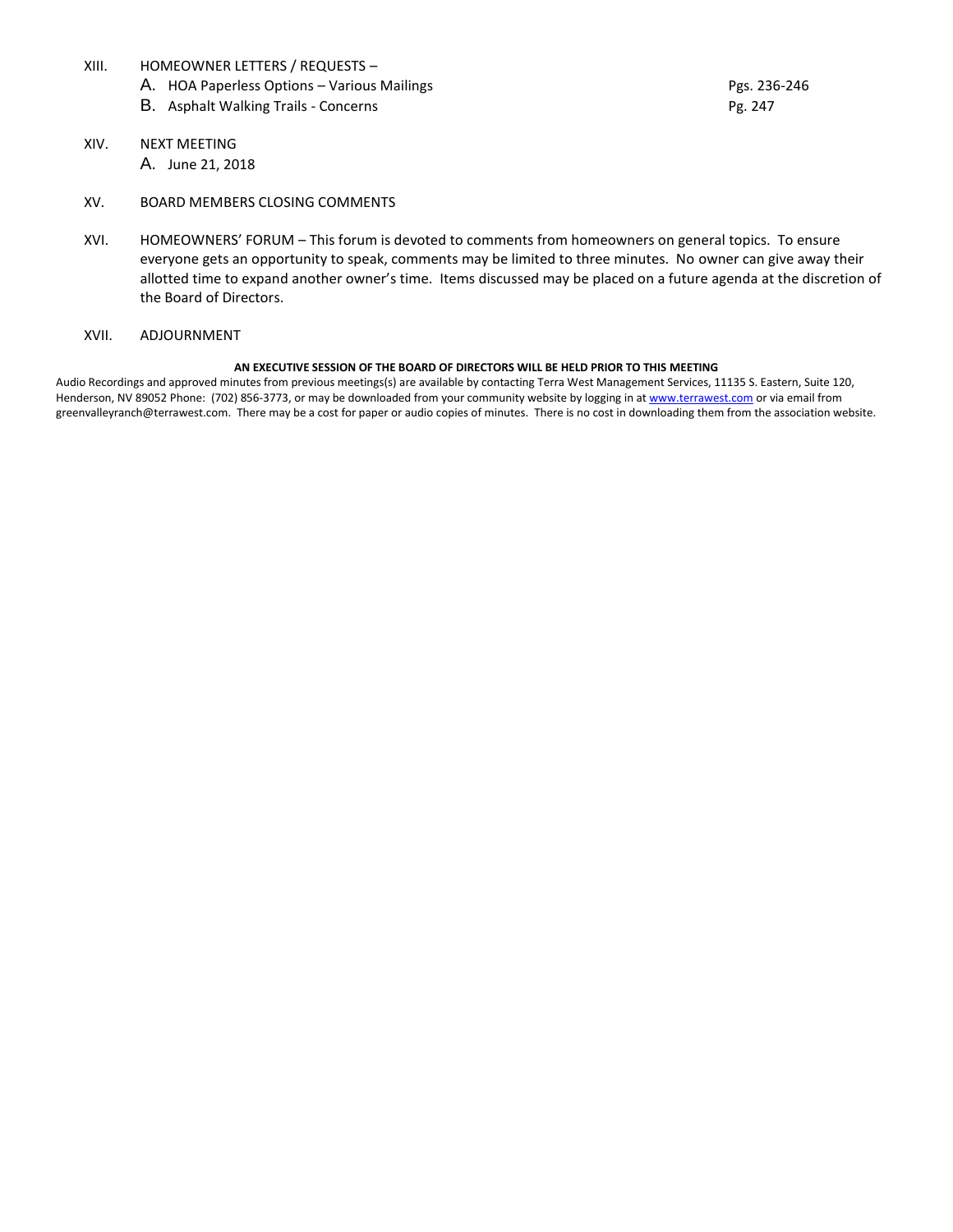XIII. HOMEOWNER LETTERS / REQUESTS –

A. HOA Paperless Options – Various Mailings — Pgs. 236-246

B. Asphalt Walking Trails - Concerns — Pg. 247

XIV. NEXT MEETING

A. June 21, 2018

XV. BOARD MEMBERS CLOSING COMMENTS

XVI. HOMEOWNERS' FORUM – This forum is devoted to comments from homeowners on general topics. To ensure everyone gets an opportunity to speak, comments may be limited to three minutes. No owner can give away their allotted time to expand another owner's time. Items discussed may be placed on a future agenda at the discretion of the Board of Directors.

XVII. ADJOURNMENT

**AN EXECUTIVE SESSION OF THE BOARD OF DIRECTORS WILL BE HELD PRIOR TO THIS MEETING**

Audio Recordings and approved minutes from previous meetings(s) are available by contacting Terra West Management Services, 11135 S. Eastern, Suite 120, Henderson, NV 89052 Phone: (702) 856-3773, or may be downloaded from your community website by logging in at www.terrawest.com or via email from greenvalleyranch@terrawest.com. There may be a cost for paper or audio copies of minutes. There is no cost in downloading them from the association website.